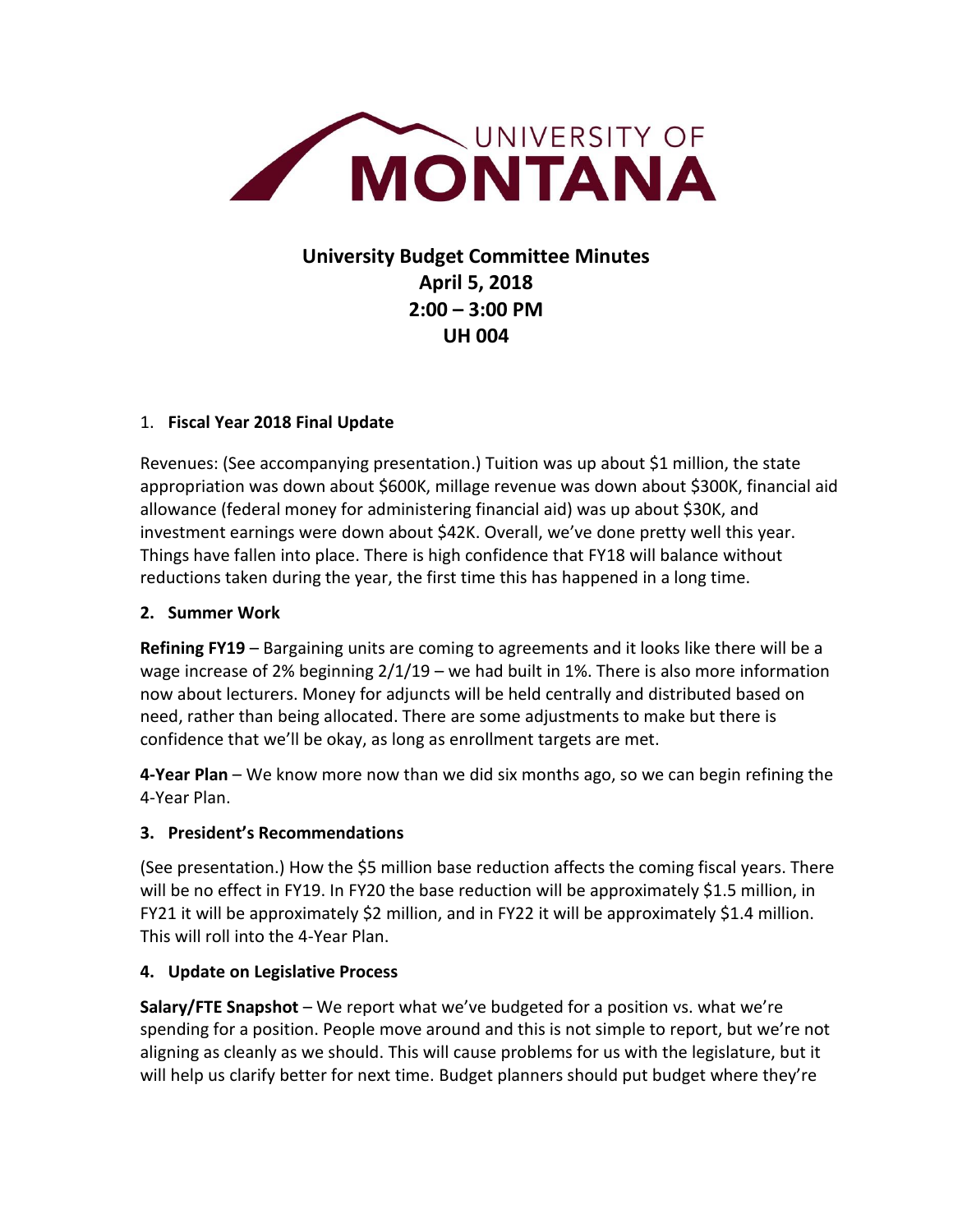# University Budget Committee Minutes
## April 5, 2018
## 2:00 – 3:00 PM
## UH 004

### 1. Fiscal Year 2018 Final Update

Revenues: (See accompanying presentation.) Tuition was up about $1 million, the state appropriation was down about $600K, millage revenue was down about $300K, financial aid allowance (federal money for administering financial aid) was up about $30K, and investment earnings were down about $42K. Overall, we've done pretty well this year. Things have fallen into place. There is high confidence that FY18 will balance without reductions taken during the year, the first time this has happened in a long time.

### 2. Summer Work

**Refining FY19** – Bargaining units are coming to agreements and it looks like there will be a wage increase of 2% beginning 2/1/19 – we had built in 1%. There is also more information now about lecturers. Money for adjuncts will be held centrally and distributed based on need, rather than being allocated. There are some adjustments to make but there is confidence that we'll be okay, as long as enrollment targets are met.

**4-Year Plan** – We know more now than we did six months ago, so we can begin refining the 4-Year Plan.

### 3. President's Recommendations

(See presentation.) How the $5 million base reduction affects the coming fiscal years. There will be no effect in FY19. In FY20 the base reduction will be approximately $1.5 million, in FY21 it will be approximately $2 million, and in FY22 it will be approximately $1.4 million. This will roll into the 4-Year Plan.

### 4. Update on Legislative Process

**Salary/FTE Snapshot** – We report what we've budgeted for a position vs. what we're spending for a position. People move around and this is not simple to report, but we're not aligning as cleanly as we should. This will cause problems for us with the legislature, but it will help us clarify better for next time. Budget planners should put budget where they're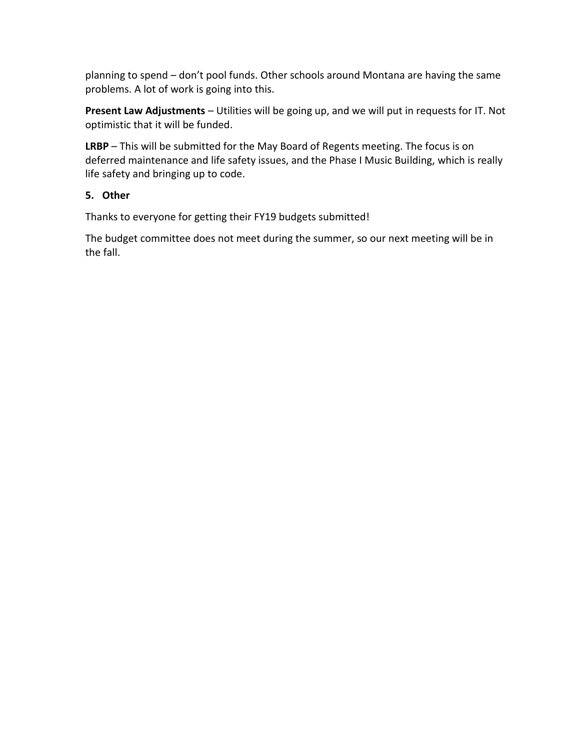planning to spend – don't pool funds. Other schools around Montana are having the same problems. A lot of work is going into this.

**Present Law Adjustments** – Utilities will be going up, and we will put in requests for IT. Not optimistic that it will be funded.

**LRBP** – This will be submitted for the May Board of Regents meeting. The focus is on deferred maintenance and life safety issues, and the Phase I Music Building, which is really life safety and bringing up to code.

## 5. Other

Thanks to everyone for getting their FY19 budgets submitted!

The budget committee does not meet during the summer, so our next meeting will be in the fall.